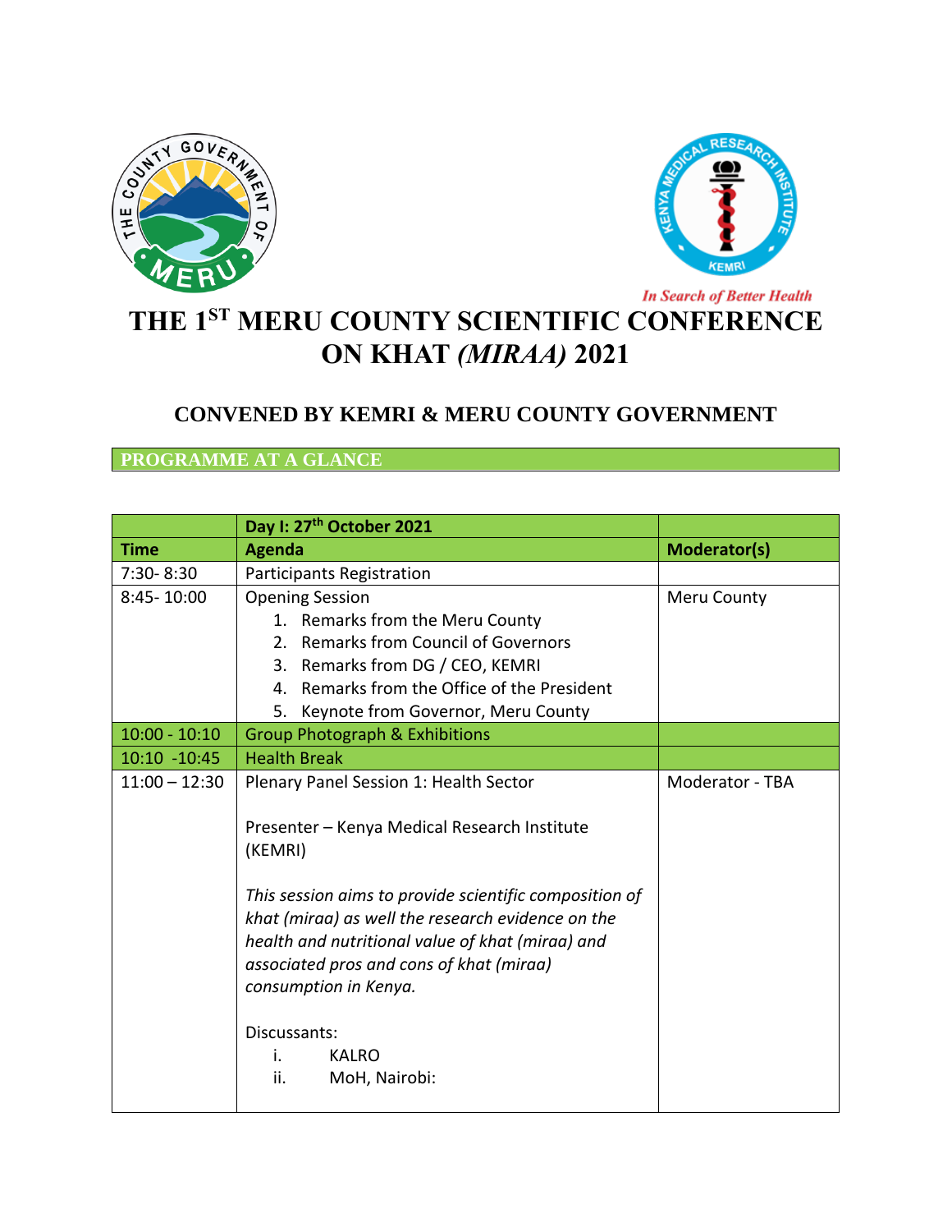# THE 1ST MERU COUNTY SCIENTIFIC CONFERENCE ON KHAT *(MIRAA)* 2021

## CONVENED BY KEMRI & MERU COUNTY GOVERNMENT

### PROGRAMME AT A GLANCE

| | Day I: 27th October 2021 | |
|---|---|---|
| **Time** | **Agenda** | **Moderator(s)** |
| 7:30- 8:30 | Participants Registration | |
| 8:45- 10:00 | Opening Session<br>1. Remarks from the Meru County<br>2. Remarks from Council of Governors<br>3. Remarks from DG / CEO, KEMRI<br>4. Remarks from the Office of the President<br>5. Keynote from Governor, Meru County | Meru County |
| 10:00 - 10:10 | Group Photograph & Exhibitions | |
| 10:10 -10:45 | Health Break | |
| 11:00 – 12:30 | Plenary Panel Session 1: Health Sector<br><br>Presenter – Kenya Medical Research Institute (KEMRI)<br><br>*This session aims to provide scientific composition of khat (miraa) as well the research evidence on the health and nutritional value of khat (miraa) and associated pros and cons of khat (miraa) consumption in Kenya.*<br><br>Discussants:<br>i. KALRO<br>ii. MoH, Nairobi: | Moderator - TBA |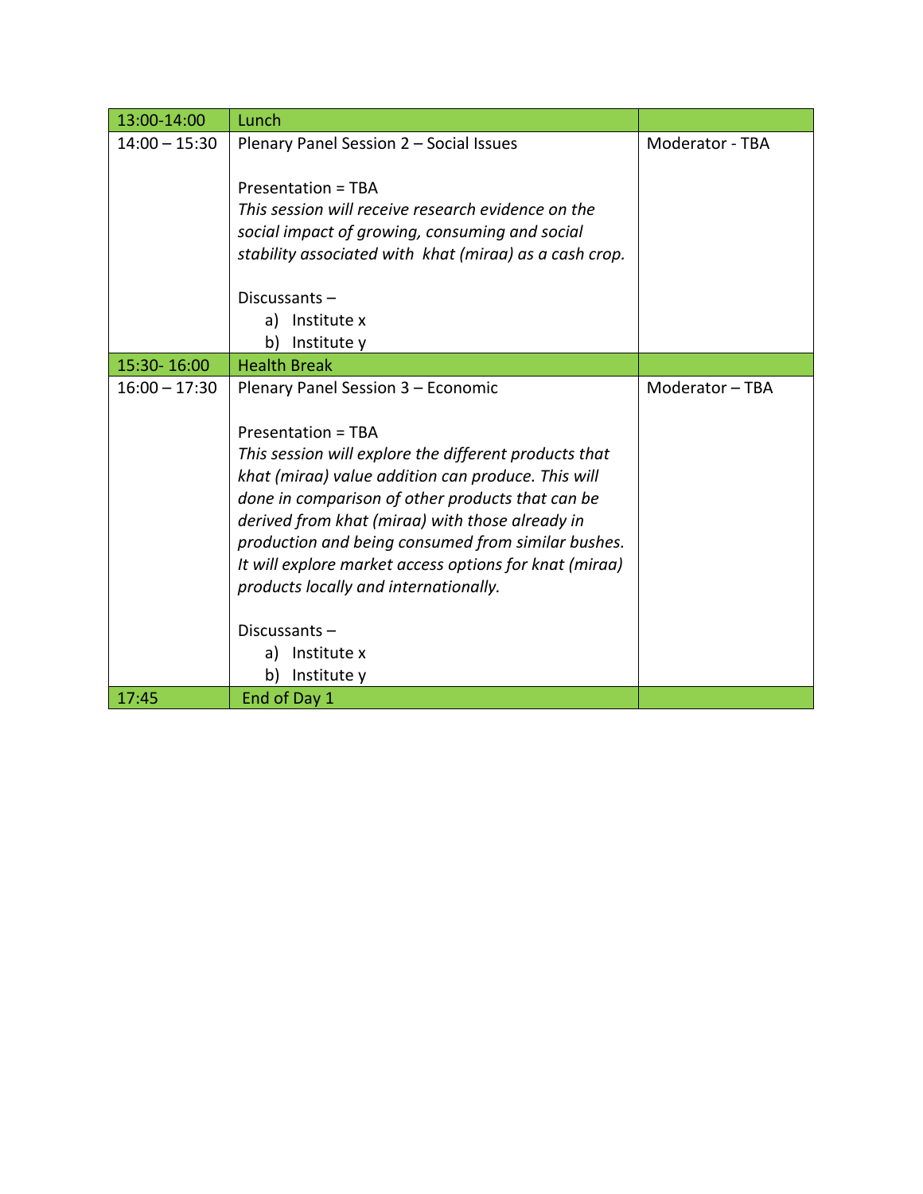| 13:00-14:00 | Lunch | |
|---|---|---|
| 14:00 – 15:30 | Plenary Panel Session 2 – Social Issues<br><br>Presentation = TBA<br>*This session will receive research evidence on the social impact of growing, consuming and social stability associated with khat (miraa) as a cash crop.*<br><br>Discussants –<br>a) Institute x<br>b) Institute y | Moderator - TBA |
| 15:30- 16:00 | Health Break | |
| 16:00 – 17:30 | Plenary Panel Session 3 – Economic<br><br>Presentation = TBA<br>*This session will explore the different products that khat (miraa) value addition can produce. This will done in comparison of other products that can be derived from khat (miraa) with those already in production and being consumed from similar bushes. It will explore market access options for knat (miraa) products locally and internationally.*<br><br>Discussants –<br>a) Institute x<br>b) Institute y | Moderator – TBA |
| 17:45 | End of Day 1 | |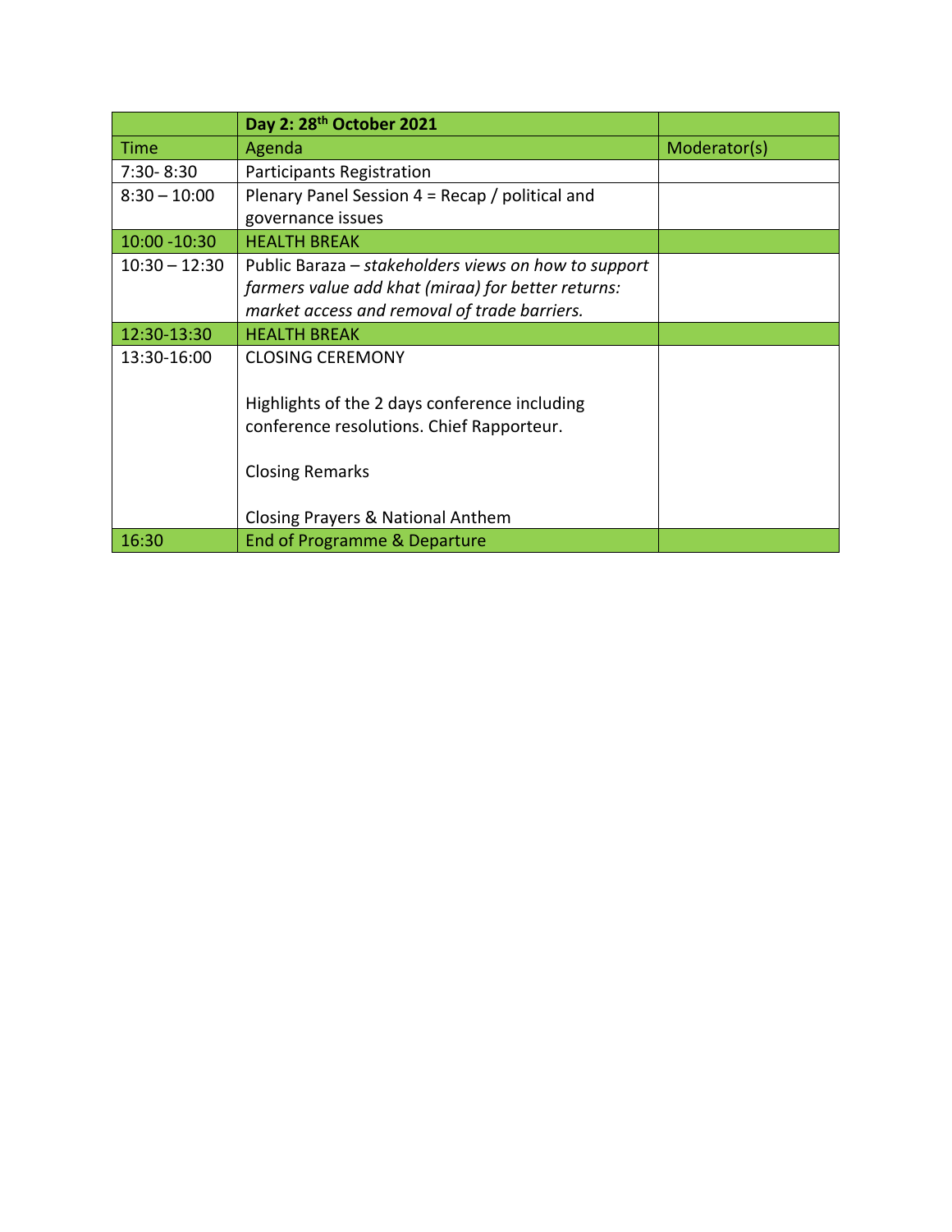| | **Day 2: 28th October 2021** | |
|---|---|---|
| Time | Agenda | Moderator(s) |
| 7:30- 8:30 | Participants Registration | |
| 8:30 – 10:00 | Plenary Panel Session 4 = Recap / political and governance issues | |
| 10:00 -10:30 | HEALTH BREAK | |
| 10:30 – 12:30 | Public Baraza – *stakeholders views on how to support farmers value add khat (miraa) for better returns: market access and removal of trade barriers.* | |
| 12:30-13:30 | HEALTH BREAK | |
| 13:30-16:00 | CLOSING CEREMONY<br><br>Highlights of the 2 days conference including conference resolutions. Chief Rapporteur.<br><br>Closing Remarks<br><br>Closing Prayers & National Anthem | |
| 16:30 | End of Programme & Departure | |